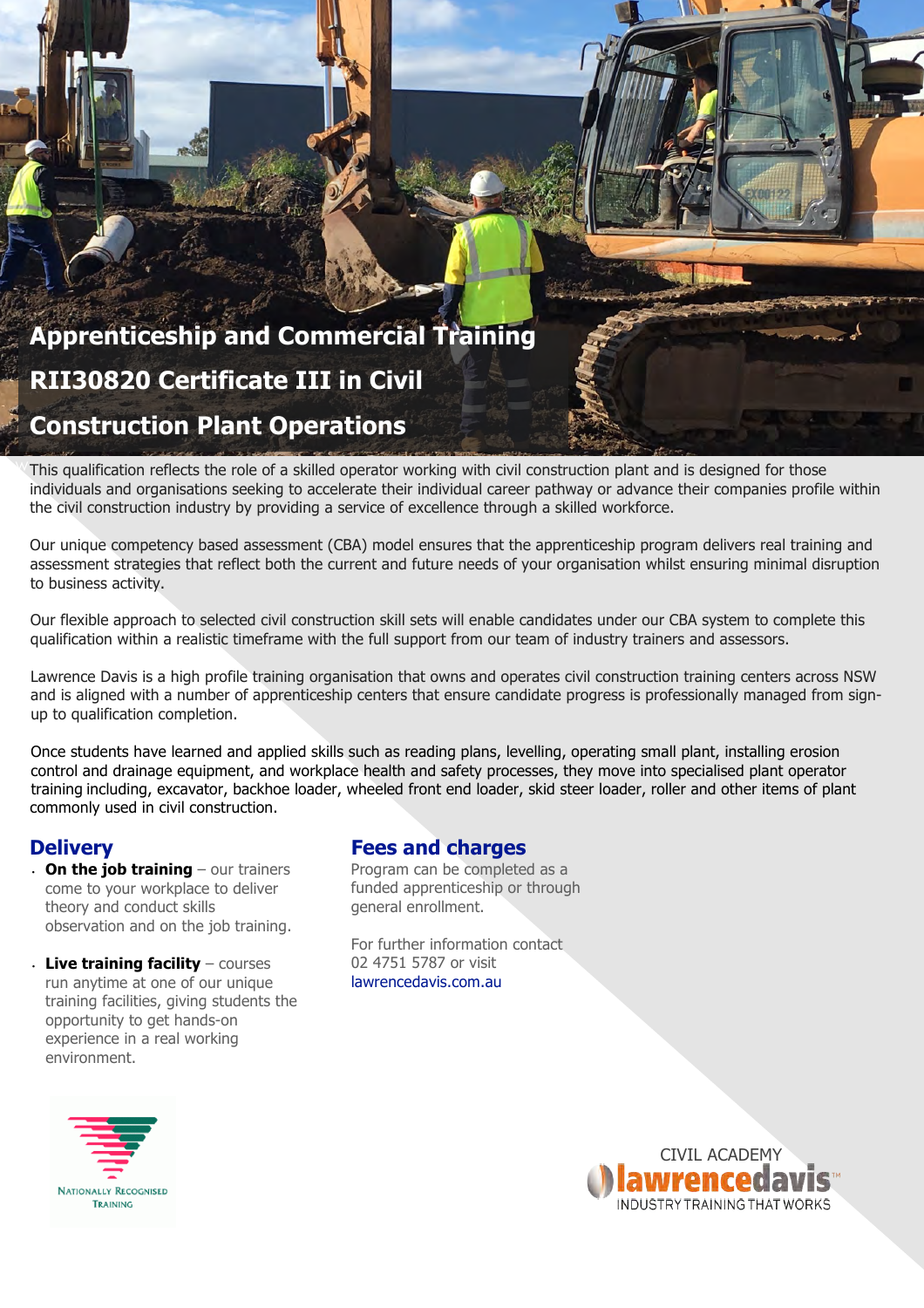# Apprenticeship and Commercial Training

# RII30820 Certificate III in Civil Construction Plant Operations

This qualification reflects the role of a skilled operator working with civil construction plant and is designed for those individuals and organisations seeking to accelerate their individual career pathway or advance their companies profile within the civil construction industry by providing a service of excellence through a skilled workforce.

Our unique competency based assessment (CBA) model ensures that the apprenticeship program delivers real training and assessment strategies that reflect both the current and future needs of your organisation whilst ensuring minimal disruption to business activity.

Our flexible approach to selected civil construction skill sets will enable candidates under our CBA system to complete this qualification within a realistic timeframe with the full support from our team of industry trainers and assessors.

Lawrence Davis is a high profile training organisation that owns and operates civil construction training centers across NSW and is aligned with a number of apprenticeship centers that ensure candidate progress is professionally managed from sign-up to qualification completion.

Once students have learned and applied skills such as reading plans, levelling, operating small plant, installing erosion control and drainage equipment, and workplace health and safety processes, they move into specialised plant operator training including, excavator, backhoe loader, wheeled front end loader, skid steer loader, roller and other items of plant commonly used in civil construction.

## Delivery

- **On the job training** – our trainers come to your workplace to deliver theory and conduct skills observation and on the job training.
- **Live training facility** – courses run anytime at one of our unique training facilities, giving students the opportunity to get hands-on experience in a real working environment.

## Fees and charges

Program can be completed as a funded apprenticeship or through general enrollment.

For further information contact 02 4751 5787 or visit lawrencedavis.com.au

Nationally Recognised Training

CIVIL ACADEMY lawrencedavis™ INDUSTRY TRAINING THAT WORKS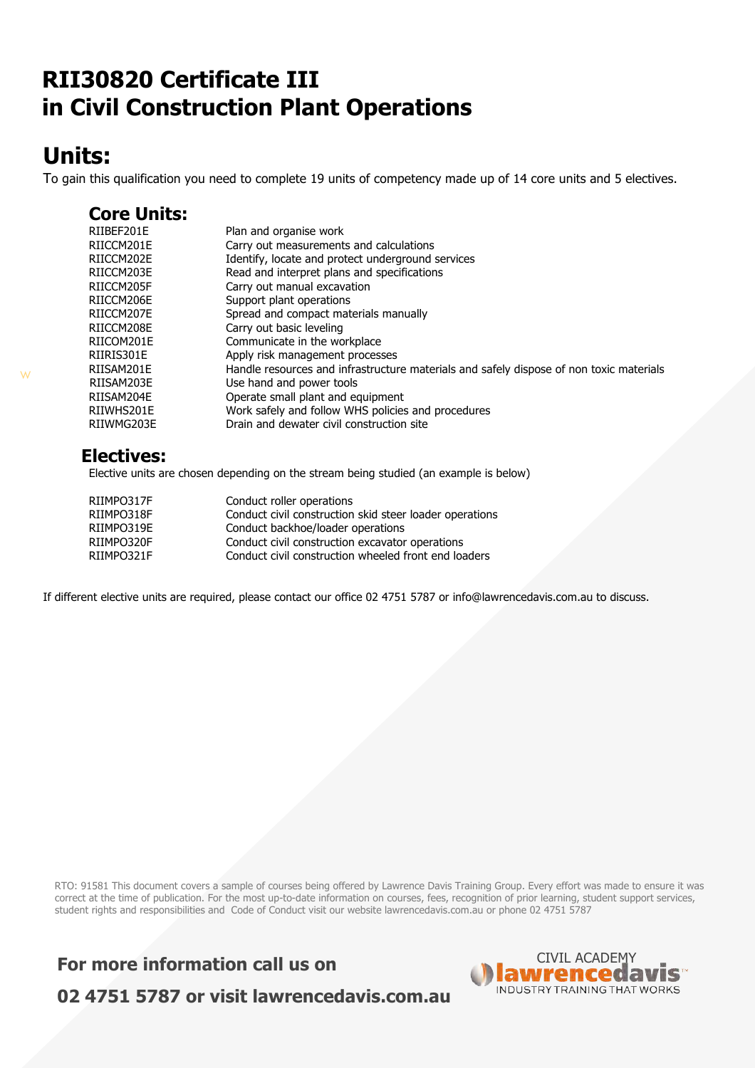# RII30820 Certificate III in Civil Construction Plant Operations

## Units:

To gain this qualification you need to complete 19 units of competency made up of 14 core units and 5 electives.

### Core Units:

| | |
|---|---|
| RIIBEF201E | Plan and organise work |
| RIICCM201E | Carry out measurements and calculations |
| RIICCM202E | Identify, locate and protect underground services |
| RIICCM203E | Read and interpret plans and specifications |
| RIICCM205F | Carry out manual excavation |
| RIICCM206E | Support plant operations |
| RIICCM207E | Spread and compact materials manually |
| RIICCM208E | Carry out basic leveling |
| RIICOM201E | Communicate in the workplace |
| RIIRIS301E | Apply risk management processes |
| RIISAM201E | Handle resources and infrastructure materials and safely dispose of non toxic materials |
| RIISAM203E | Use hand and power tools |
| RIISAM204E | Operate small plant and equipment |
| RIIWHS201E | Work safely and follow WHS policies and procedures |
| RIIWMG203E | Drain and dewater civil construction site |

### Electives:

Elective units are chosen depending on the stream being studied (an example is below)

| | |
|---|---|
| RIIMPO317F | Conduct roller operations |
| RIIMPO318F | Conduct civil construction skid steer loader operations |
| RIIMPO319E | Conduct backhoe/loader operations |
| RIIMPO320F | Conduct civil construction excavator operations |
| RIIMPO321F | Conduct civil construction wheeled front end loaders |

If different elective units are required, please contact our office 02 4751 5787 or info@lawrencedavis.com.au to discuss.

RTO: 91581 This document covers a sample of courses being offered by Lawrence Davis Training Group. Every effort was made to ensure it was correct at the time of publication. For the most up-to-date information on courses, fees, recognition of prior learning, student support services, student rights and responsibilities and Code of Conduct visit our website lawrencedavis.com.au or phone 02 4751 5787

**For more information call us on**

**02 4751 5787 or visit lawrencedavis.com.au**

CIVIL ACADEMY lawrencedavis INDUSTRY TRAINING THAT WORKS